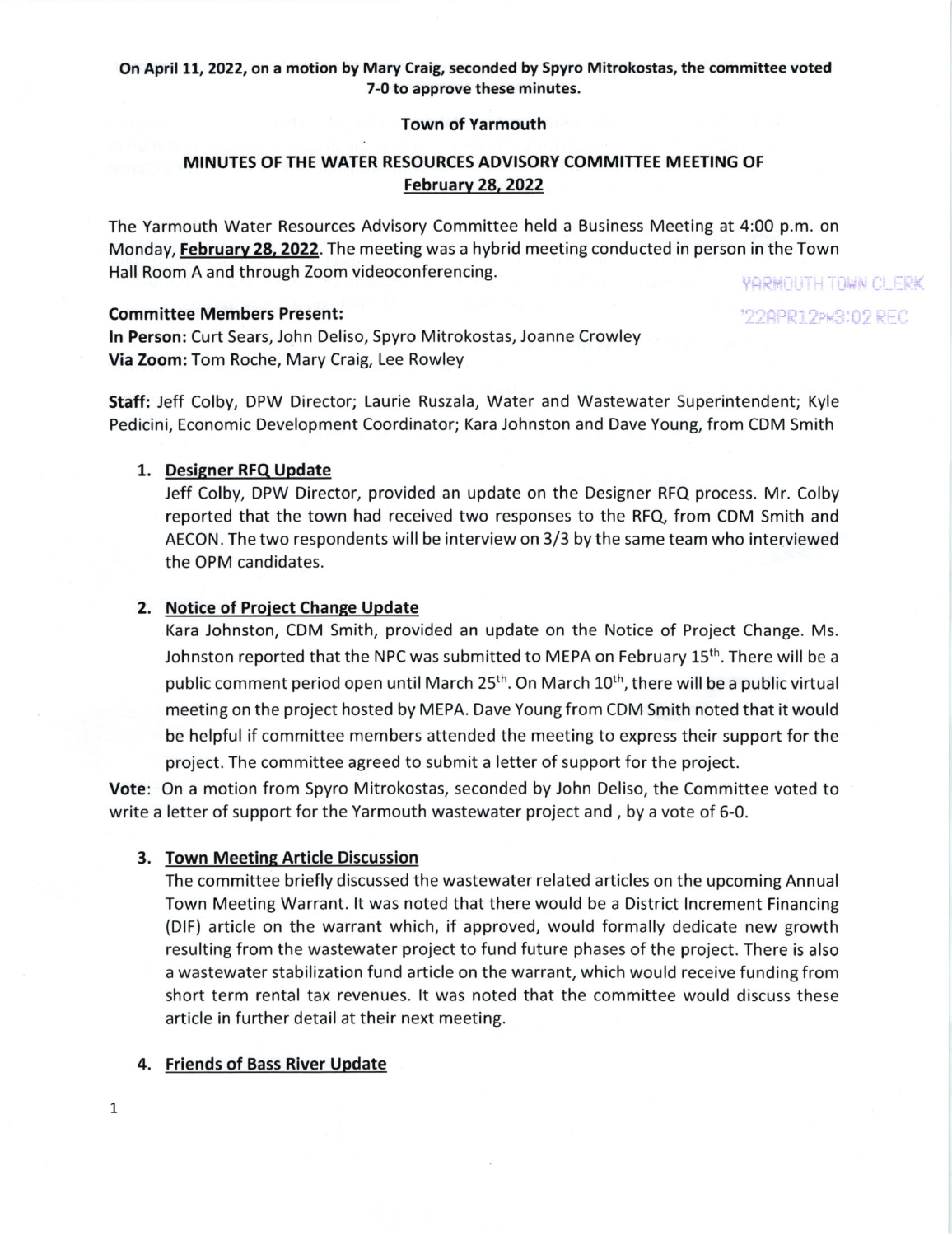**On April 11, 2022, on a motion by Mary Craig, seconded by Spyro Mitrokostas, the committee voted 7-0 to approve these minutes.**

**Town of Yarmouth**

# MINUTES OF THE WATER RESOURCES ADVISORY COMMITTEE MEETING OF February 28, 2022

The Yarmouth Water Resources Advisory Committee held a Business Meeting at 4:00 p.m. on Monday, **February 28, 2022**. The meeting was a hybrid meeting conducted in person in the Town Hall Room A and through Zoom videoconferencing.

YARMOUTH TOWN CLERK
'22APR12PM3:02 REC

**Committee Members Present:**
**In Person:** Curt Sears, John Deliso, Spyro Mitrokostas, Joanne Crowley
**Via Zoom:** Tom Roche, Mary Craig, Lee Rowley

**Staff:** Jeff Colby, DPW Director; Laurie Ruszala, Water and Wastewater Superintendent; Kyle Pedicini, Economic Development Coordinator; Kara Johnston and Dave Young, from CDM Smith

1. **Designer RFQ Update**
   Jeff Colby, DPW Director, provided an update on the Designer RFQ process. Mr. Colby reported that the town had received two responses to the RFQ, from CDM Smith and AECON. The two respondents will be interview on 3/3 by the same team who interviewed the OPM candidates.

2. **Notice of Project Change Update**
   Kara Johnston, CDM Smith, provided an update on the Notice of Project Change. Ms. Johnston reported that the NPC was submitted to MEPA on February 15th. There will be a public comment period open until March 25th. On March 10th, there will be a public virtual meeting on the project hosted by MEPA. Dave Young from CDM Smith noted that it would be helpful if committee members attended the meeting to express their support for the project. The committee agreed to submit a letter of support for the project.

**Vote**: On a motion from Spyro Mitrokostas, seconded by John Deliso, the Committee voted to write a letter of support for the Yarmouth wastewater project and , by a vote of 6-0.

3. **Town Meeting Article Discussion**
   The committee briefly discussed the wastewater related articles on the upcoming Annual Town Meeting Warrant. It was noted that there would be a District Increment Financing (DIF) article on the warrant which, if approved, would formally dedicate new growth resulting from the wastewater project to fund future phases of the project. There is also a wastewater stabilization fund article on the warrant, which would receive funding from short term rental tax revenues. It was noted that the committee would discuss these article in further detail at their next meeting.

4. **Friends of Bass River Update**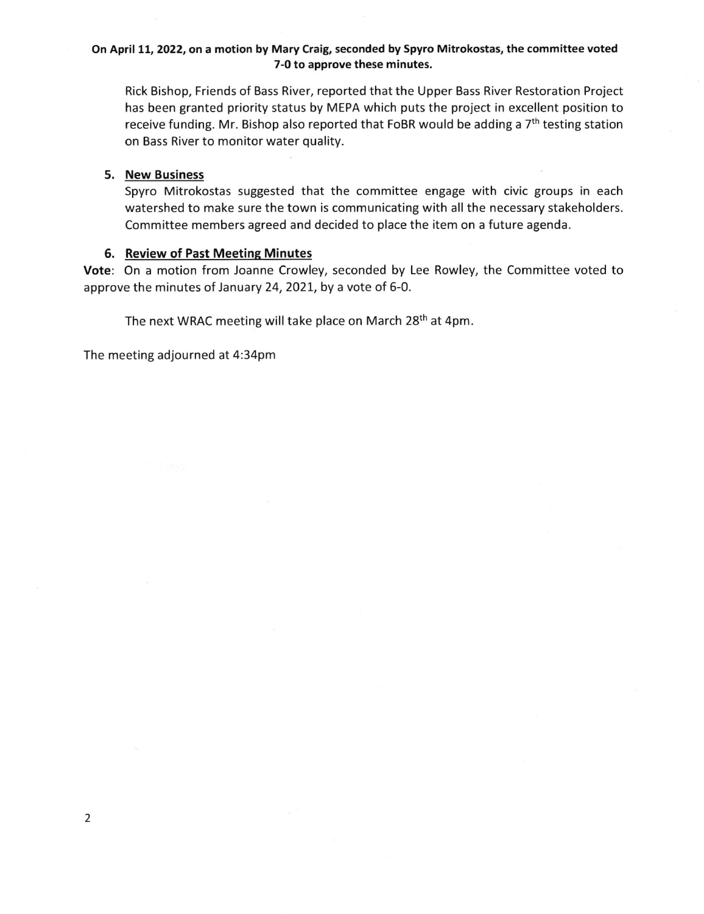**On April 11, 2022, on a motion by Mary Craig, seconded by Spyro Mitrokostas, the committee voted 7-0 to approve these minutes.**

Rick Bishop, Friends of Bass River, reported that the Upper Bass River Restoration Project has been granted priority status by MEPA which puts the project in excellent position to receive funding. Mr. Bishop also reported that FoBR would be adding a 7th testing station on Bass River to monitor water quality.

5. **New Business**

Spyro Mitrokostas suggested that the committee engage with civic groups in each watershed to make sure the town is communicating with all the necessary stakeholders. Committee members agreed and decided to place the item on a future agenda.

6. **Review of Past Meeting Minutes**

**Vote**: On a motion from Joanne Crowley, seconded by Lee Rowley, the Committee voted to approve the minutes of January 24, 2021, by a vote of 6-0.

The next WRAC meeting will take place on March 28th at 4pm.

The meeting adjourned at 4:34pm